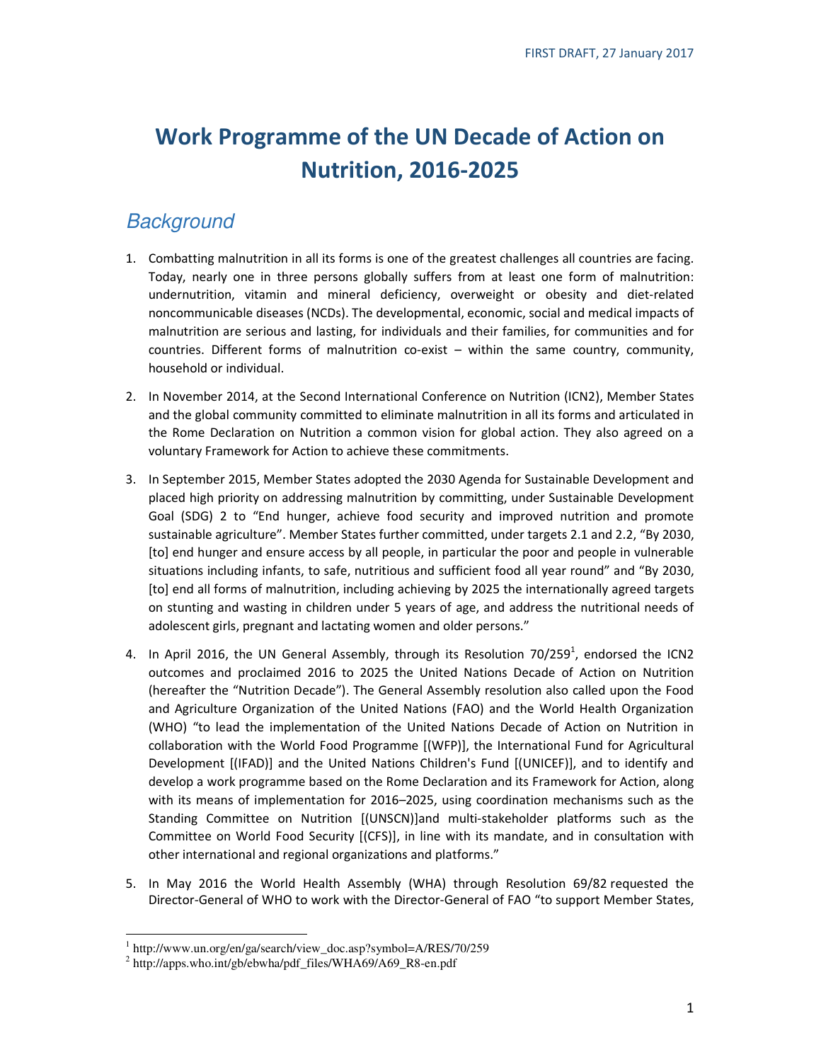FIRST DRAFT, 27 January 2017

# Work Programme of the UN Decade of Action on Nutrition, 2016-2025

## *Background*

1. Combatting malnutrition in all its forms is one of the greatest challenges all countries are facing. Today, nearly one in three persons globally suffers from at least one form of malnutrition: undernutrition, vitamin and mineral deficiency, overweight or obesity and diet-related noncommunicable diseases (NCDs). The developmental, economic, social and medical impacts of malnutrition are serious and lasting, for individuals and their families, for communities and for countries. Different forms of malnutrition co-exist – within the same country, community, household or individual.

2. In November 2014, at the Second International Conference on Nutrition (ICN2), Member States and the global community committed to eliminate malnutrition in all its forms and articulated in the Rome Declaration on Nutrition a common vision for global action. They also agreed on a voluntary Framework for Action to achieve these commitments.

3. In September 2015, Member States adopted the 2030 Agenda for Sustainable Development and placed high priority on addressing malnutrition by committing, under Sustainable Development Goal (SDG) 2 to "End hunger, achieve food security and improved nutrition and promote sustainable agriculture". Member States further committed, under targets 2.1 and 2.2, "By 2030, [to] end hunger and ensure access by all people, in particular the poor and people in vulnerable situations including infants, to safe, nutritious and sufficient food all year round" and "By 2030, [to] end all forms of malnutrition, including achieving by 2025 the internationally agreed targets on stunting and wasting in children under 5 years of age, and address the nutritional needs of adolescent girls, pregnant and lactating women and older persons."

4. In April 2016, the UN General Assembly, through its Resolution 70/259[1], endorsed the ICN2 outcomes and proclaimed 2016 to 2025 the United Nations Decade of Action on Nutrition (hereafter the "Nutrition Decade"). The General Assembly resolution also called upon the Food and Agriculture Organization of the United Nations (FAO) and the World Health Organization (WHO) "to lead the implementation of the United Nations Decade of Action on Nutrition in collaboration with the World Food Programme [(WFP)], the International Fund for Agricultural Development [(IFAD)] and the United Nations Children's Fund [(UNICEF)], and to identify and develop a work programme based on the Rome Declaration and its Framework for Action, along with its means of implementation for 2016–2025, using coordination mechanisms such as the Standing Committee on Nutrition [(UNSCN)]and multi-stakeholder platforms such as the Committee on World Food Security [(CFS)], in line with its mandate, and in consultation with other international and regional organizations and platforms."

5. In May 2016 the World Health Assembly (WHA) through Resolution 69/8[2] requested the Director-General of WHO to work with the Director-General of FAO "to support Member States,

[1] http://www.un.org/en/ga/search/view_doc.asp?symbol=A/RES/70/259
[2] http://apps.who.int/gb/ebwha/pdf_files/WHA69/A69_R8-en.pdf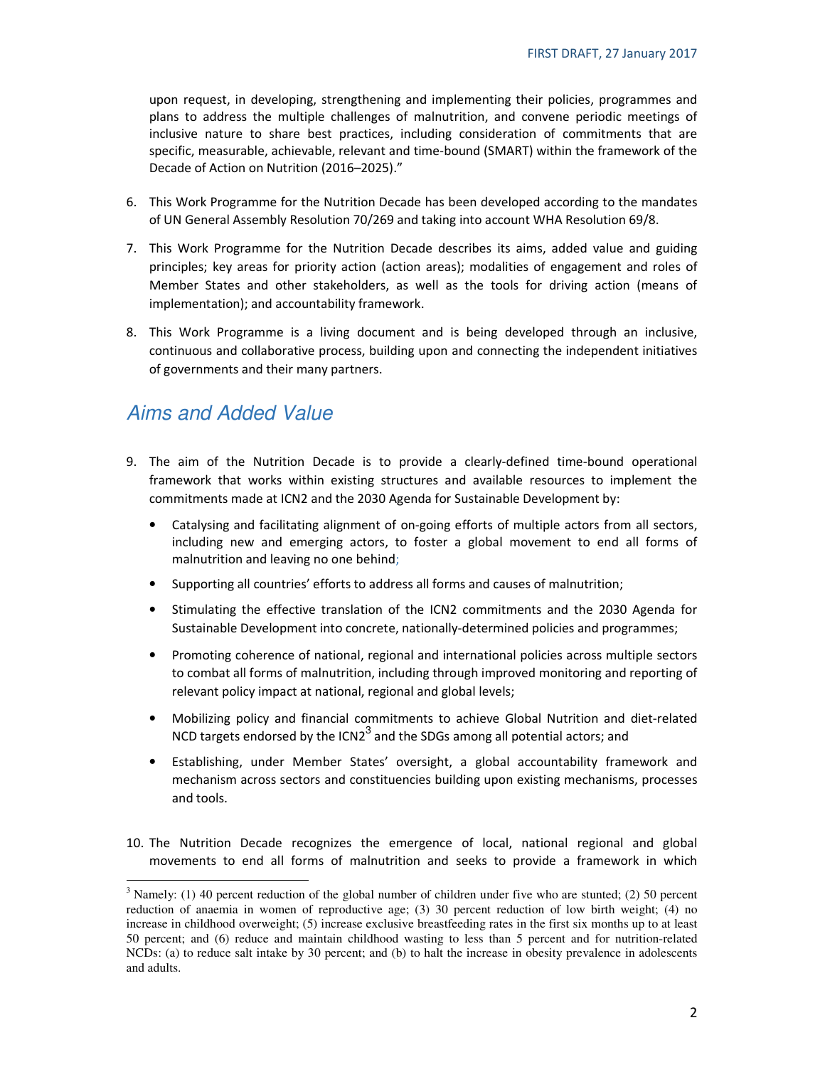upon request, in developing, strengthening and implementing their policies, programmes and plans to address the multiple challenges of malnutrition, and convene periodic meetings of inclusive nature to share best practices, including consideration of commitments that are specific, measurable, achievable, relevant and time-bound (SMART) within the framework of the Decade of Action on Nutrition (2016–2025)."

6. This Work Programme for the Nutrition Decade has been developed according to the mandates of UN General Assembly Resolution 70/269 and taking into account WHA Resolution 69/8.

7. This Work Programme for the Nutrition Decade describes its aims, added value and guiding principles; key areas for priority action (action areas); modalities of engagement and roles of Member States and other stakeholders, as well as the tools for driving action (means of implementation); and accountability framework.

8. This Work Programme is a living document and is being developed through an inclusive, continuous and collaborative process, building upon and connecting the independent initiatives of governments and their many partners.

## *Aims and Added Value*

9. The aim of the Nutrition Decade is to provide a clearly-defined time-bound operational framework that works within existing structures and available resources to implement the commitments made at ICN2 and the 2030 Agenda for Sustainable Development by:

   - Catalysing and facilitating alignment of on-going efforts of multiple actors from all sectors, including new and emerging actors, to foster a global movement to end all forms of malnutrition and leaving no one behind;
   - Supporting all countries' efforts to address all forms and causes of malnutrition;
   - Stimulating the effective translation of the ICN2 commitments and the 2030 Agenda for Sustainable Development into concrete, nationally-determined policies and programmes;
   - Promoting coherence of national, regional and international policies across multiple sectors to combat all forms of malnutrition, including through improved monitoring and reporting of relevant policy impact at national, regional and global levels;
   - Mobilizing policy and financial commitments to achieve Global Nutrition and diet-related NCD targets endorsed by the ICN2[3] and the SDGs among all potential actors; and
   - Establishing, under Member States' oversight, a global accountability framework and mechanism across sectors and constituencies building upon existing mechanisms, processes and tools.

10. The Nutrition Decade recognizes the emergence of local, national regional and global movements to end all forms of malnutrition and seeks to provide a framework in which

[3] Namely: (1) 40 percent reduction of the global number of children under five who are stunted; (2) 50 percent reduction of anaemia in women of reproductive age; (3) 30 percent reduction of low birth weight; (4) no increase in childhood overweight; (5) increase exclusive breastfeeding rates in the first six months up to at least 50 percent; and (6) reduce and maintain childhood wasting to less than 5 percent and for nutrition-related NCDs: (a) to reduce salt intake by 30 percent; and (b) to halt the increase in obesity prevalence in adolescents and adults.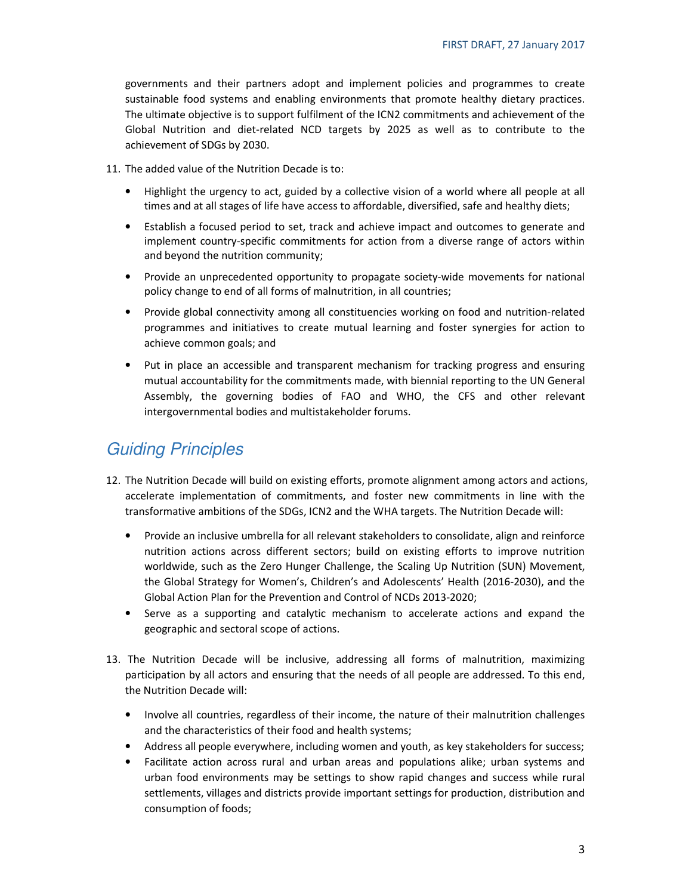governments and their partners adopt and implement policies and programmes to create sustainable food systems and enabling environments that promote healthy dietary practices. The ultimate objective is to support fulfilment of the ICN2 commitments and achievement of the Global Nutrition and diet-related NCD targets by 2025 as well as to contribute to the achievement of SDGs by 2030.

11. The added value of the Nutrition Decade is to:

    - Highlight the urgency to act, guided by a collective vision of a world where all people at all times and at all stages of life have access to affordable, diversified, safe and healthy diets;
    - Establish a focused period to set, track and achieve impact and outcomes to generate and implement country-specific commitments for action from a diverse range of actors within and beyond the nutrition community;
    - Provide an unprecedented opportunity to propagate society-wide movements for national policy change to end of all forms of malnutrition, in all countries;
    - Provide global connectivity among all constituencies working on food and nutrition-related programmes and initiatives to create mutual learning and foster synergies for action to achieve common goals; and
    - Put in place an accessible and transparent mechanism for tracking progress and ensuring mutual accountability for the commitments made, with biennial reporting to the UN General Assembly, the governing bodies of FAO and WHO, the CFS and other relevant intergovernmental bodies and multistakeholder forums.

## Guiding Principles

12. The Nutrition Decade will build on existing efforts, promote alignment among actors and actions, accelerate implementation of commitments, and foster new commitments in line with the transformative ambitions of the SDGs, ICN2 and the WHA targets. The Nutrition Decade will:

    - Provide an inclusive umbrella for all relevant stakeholders to consolidate, align and reinforce nutrition actions across different sectors; build on existing efforts to improve nutrition worldwide, such as the Zero Hunger Challenge, the Scaling Up Nutrition (SUN) Movement, the Global Strategy for Women's, Children's and Adolescents' Health (2016-2030), and the Global Action Plan for the Prevention and Control of NCDs 2013-2020;
    - Serve as a supporting and catalytic mechanism to accelerate actions and expand the geographic and sectoral scope of actions.

13. The Nutrition Decade will be inclusive, addressing all forms of malnutrition, maximizing participation by all actors and ensuring that the needs of all people are addressed. To this end, the Nutrition Decade will:

    - Involve all countries, regardless of their income, the nature of their malnutrition challenges and the characteristics of their food and health systems;
    - Address all people everywhere, including women and youth, as key stakeholders for success;
    - Facilitate action across rural and urban areas and populations alike; urban systems and urban food environments may be settings to show rapid changes and success while rural settlements, villages and districts provide important settings for production, distribution and consumption of foods;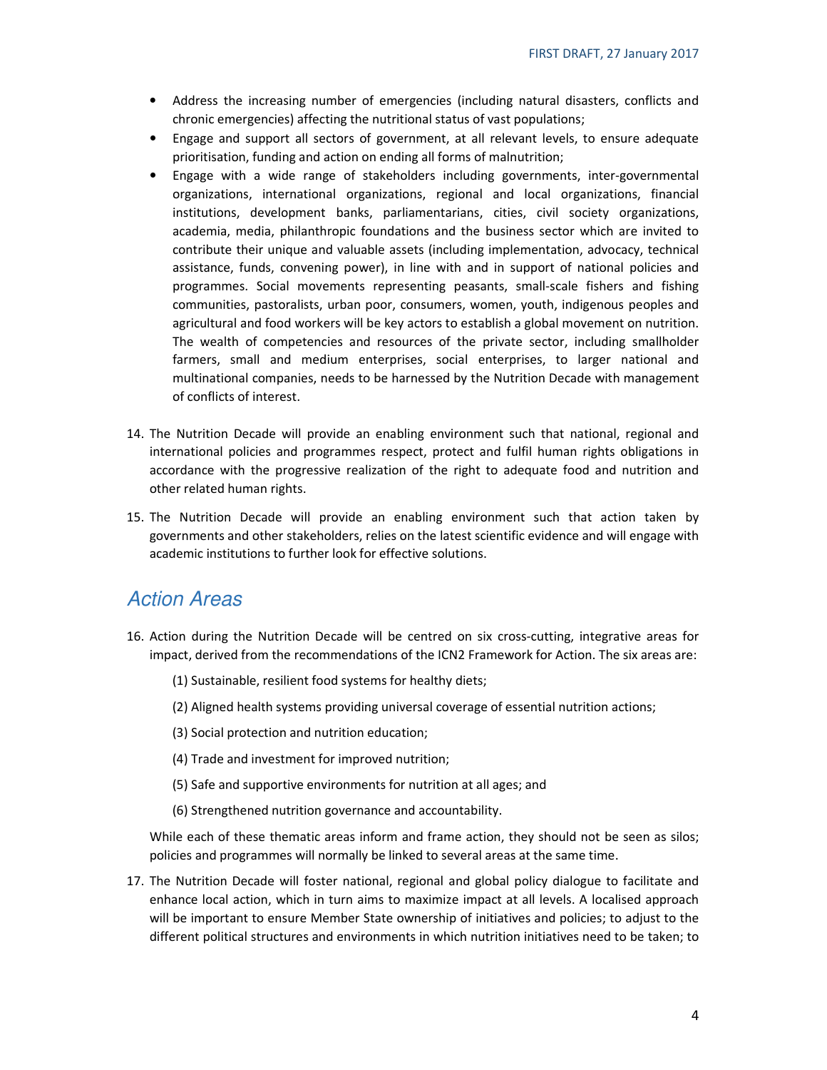- Address the increasing number of emergencies (including natural disasters, conflicts and chronic emergencies) affecting the nutritional status of vast populations;
- Engage and support all sectors of government, at all relevant levels, to ensure adequate prioritisation, funding and action on ending all forms of malnutrition;
- Engage with a wide range of stakeholders including governments, inter-governmental organizations, international organizations, regional and local organizations, financial institutions, development banks, parliamentarians, cities, civil society organizations, academia, media, philanthropic foundations and the business sector which are invited to contribute their unique and valuable assets (including implementation, advocacy, technical assistance, funds, convening power), in line with and in support of national policies and programmes. Social movements representing peasants, small-scale fishers and fishing communities, pastoralists, urban poor, consumers, women, youth, indigenous peoples and agricultural and food workers will be key actors to establish a global movement on nutrition. The wealth of competencies and resources of the private sector, including smallholder farmers, small and medium enterprises, social enterprises, to larger national and multinational companies, needs to be harnessed by the Nutrition Decade with management of conflicts of interest.

14. The Nutrition Decade will provide an enabling environment such that national, regional and international policies and programmes respect, protect and fulfil human rights obligations in accordance with the progressive realization of the right to adequate food and nutrition and other related human rights.

15. The Nutrition Decade will provide an enabling environment such that action taken by governments and other stakeholders, relies on the latest scientific evidence and will engage with academic institutions to further look for effective solutions.

## *Action Areas*

16. Action during the Nutrition Decade will be centred on six cross-cutting, integrative areas for impact, derived from the recommendations of the ICN2 Framework for Action. The six areas are:

    (1) Sustainable, resilient food systems for healthy diets;

    (2) Aligned health systems providing universal coverage of essential nutrition actions;

    (3) Social protection and nutrition education;

    (4) Trade and investment for improved nutrition;

    (5) Safe and supportive environments for nutrition at all ages; and

    (6) Strengthened nutrition governance and accountability.

    While each of these thematic areas inform and frame action, they should not be seen as silos; policies and programmes will normally be linked to several areas at the same time.

17. The Nutrition Decade will foster national, regional and global policy dialogue to facilitate and enhance local action, which in turn aims to maximize impact at all levels. A localised approach will be important to ensure Member State ownership of initiatives and policies; to adjust to the different political structures and environments in which nutrition initiatives need to be taken; to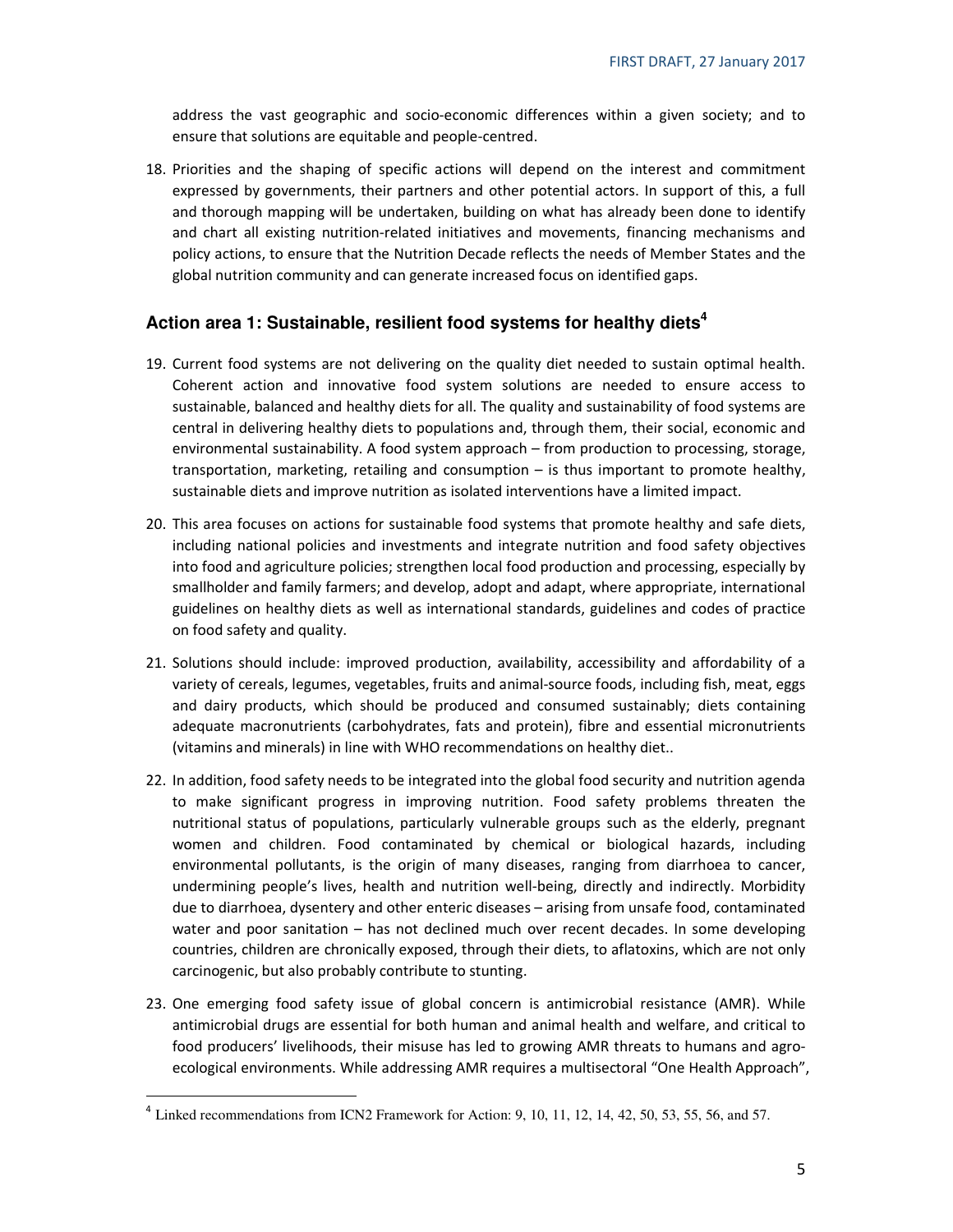address the vast geographic and socio-economic differences within a given society; and to ensure that solutions are equitable and people-centred.

18. Priorities and the shaping of specific actions will depend on the interest and commitment expressed by governments, their partners and other potential actors. In support of this, a full and thorough mapping will be undertaken, building on what has already been done to identify and chart all existing nutrition-related initiatives and movements, financing mechanisms and policy actions, to ensure that the Nutrition Decade reflects the needs of Member States and the global nutrition community and can generate increased focus on identified gaps.

## Action area 1: Sustainable, resilient food systems for healthy diets[4]

19. Current food systems are not delivering on the quality diet needed to sustain optimal health. Coherent action and innovative food system solutions are needed to ensure access to sustainable, balanced and healthy diets for all. The quality and sustainability of food systems are central in delivering healthy diets to populations and, through them, their social, economic and environmental sustainability. A food system approach – from production to processing, storage, transportation, marketing, retailing and consumption – is thus important to promote healthy, sustainable diets and improve nutrition as isolated interventions have a limited impact.

20. This area focuses on actions for sustainable food systems that promote healthy and safe diets, including national policies and investments and integrate nutrition and food safety objectives into food and agriculture policies; strengthen local food production and processing, especially by smallholder and family farmers; and develop, adopt and adapt, where appropriate, international guidelines on healthy diets as well as international standards, guidelines and codes of practice on food safety and quality.

21. Solutions should include: improved production, availability, accessibility and affordability of a variety of cereals, legumes, vegetables, fruits and animal-source foods, including fish, meat, eggs and dairy products, which should be produced and consumed sustainably; diets containing adequate macronutrients (carbohydrates, fats and protein), fibre and essential micronutrients (vitamins and minerals) in line with WHO recommendations on healthy diet..

22. In addition, food safety needs to be integrated into the global food security and nutrition agenda to make significant progress in improving nutrition. Food safety problems threaten the nutritional status of populations, particularly vulnerable groups such as the elderly, pregnant women and children. Food contaminated by chemical or biological hazards, including environmental pollutants, is the origin of many diseases, ranging from diarrhoea to cancer, undermining people's lives, health and nutrition well-being, directly and indirectly. Morbidity due to diarrhoea, dysentery and other enteric diseases – arising from unsafe food, contaminated water and poor sanitation – has not declined much over recent decades. In some developing countries, children are chronically exposed, through their diets, to aflatoxins, which are not only carcinogenic, but also probably contribute to stunting.

23. One emerging food safety issue of global concern is antimicrobial resistance (AMR). While antimicrobial drugs are essential for both human and animal health and welfare, and critical to food producers' livelihoods, their misuse has led to growing AMR threats to humans and agro-ecological environments. While addressing AMR requires a multisectoral "One Health Approach",

[4] Linked recommendations from ICN2 Framework for Action: 9, 10, 11, 12, 14, 42, 50, 53, 55, 56, and 57.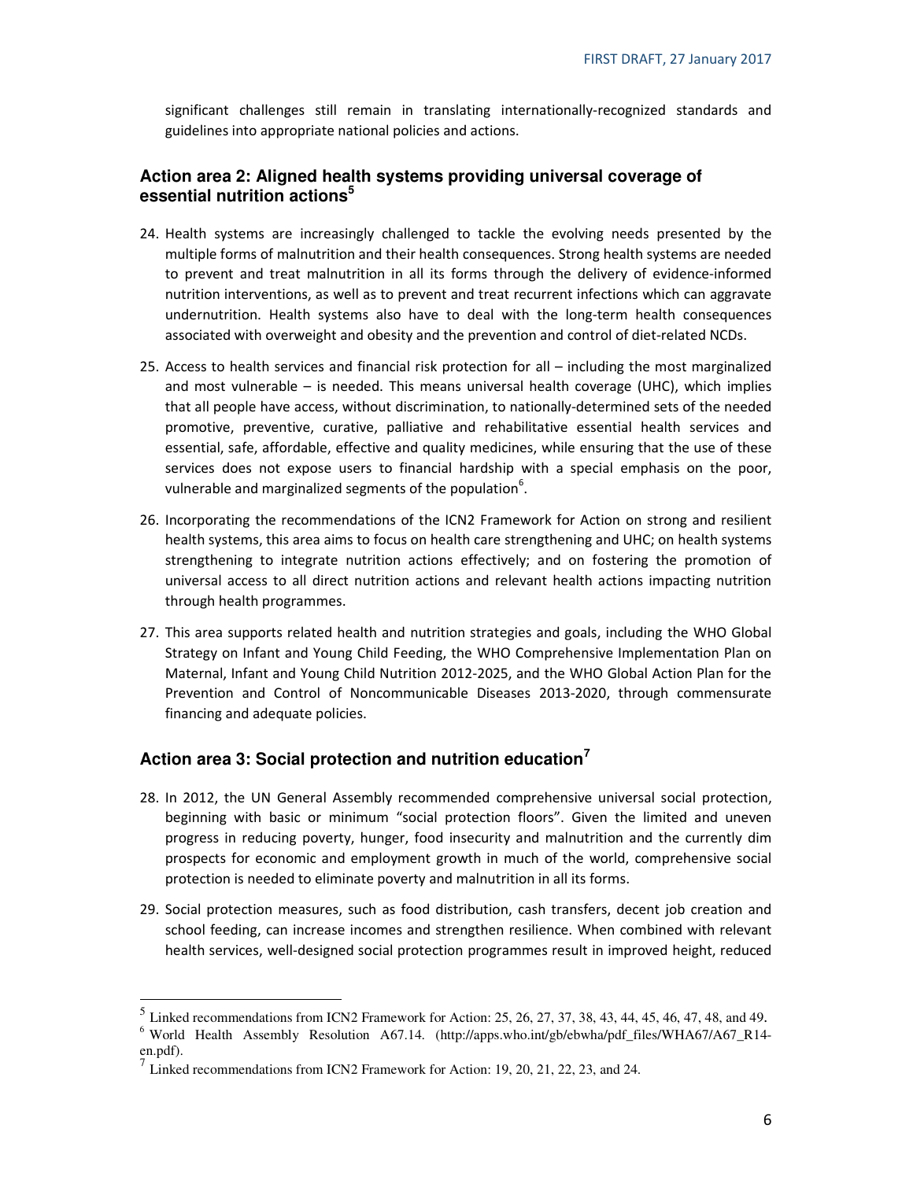significant challenges still remain in translating internationally-recognized standards and guidelines into appropriate national policies and actions.

### Action area 2: Aligned health systems providing universal coverage of essential nutrition actions[5]

24. Health systems are increasingly challenged to tackle the evolving needs presented by the multiple forms of malnutrition and their health consequences. Strong health systems are needed to prevent and treat malnutrition in all its forms through the delivery of evidence-informed nutrition interventions, as well as to prevent and treat recurrent infections which can aggravate undernutrition. Health systems also have to deal with the long-term health consequences associated with overweight and obesity and the prevention and control of diet-related NCDs.

25. Access to health services and financial risk protection for all – including the most marginalized and most vulnerable – is needed. This means universal health coverage (UHC), which implies that all people have access, without discrimination, to nationally-determined sets of the needed promotive, preventive, curative, palliative and rehabilitative essential health services and essential, safe, affordable, effective and quality medicines, while ensuring that the use of these services does not expose users to financial hardship with a special emphasis on the poor, vulnerable and marginalized segments of the population[6].

26. Incorporating the recommendations of the ICN2 Framework for Action on strong and resilient health systems, this area aims to focus on health care strengthening and UHC; on health systems strengthening to integrate nutrition actions effectively; and on fostering the promotion of universal access to all direct nutrition actions and relevant health actions impacting nutrition through health programmes.

27. This area supports related health and nutrition strategies and goals, including the WHO Global Strategy on Infant and Young Child Feeding, the WHO Comprehensive Implementation Plan on Maternal, Infant and Young Child Nutrition 2012-2025, and the WHO Global Action Plan for the Prevention and Control of Noncommunicable Diseases 2013-2020, through commensurate financing and adequate policies.

### Action area 3: Social protection and nutrition education[7]

28. In 2012, the UN General Assembly recommended comprehensive universal social protection, beginning with basic or minimum "social protection floors". Given the limited and uneven progress in reducing poverty, hunger, food insecurity and malnutrition and the currently dim prospects for economic and employment growth in much of the world, comprehensive social protection is needed to eliminate poverty and malnutrition in all its forms.

29. Social protection measures, such as food distribution, cash transfers, decent job creation and school feeding, can increase incomes and strengthen resilience. When combined with relevant health services, well-designed social protection programmes result in improved height, reduced

---

[5] Linked recommendations from ICN2 Framework for Action: 25, 26, 27, 37, 38, 43, 44, 45, 46, 47, 48, and 49.

[6] World Health Assembly Resolution A67.14. (http://apps.who.int/gb/ebwha/pdf_files/WHA67/A67_R14-en.pdf).

[7] Linked recommendations from ICN2 Framework for Action: 19, 20, 21, 22, 23, and 24.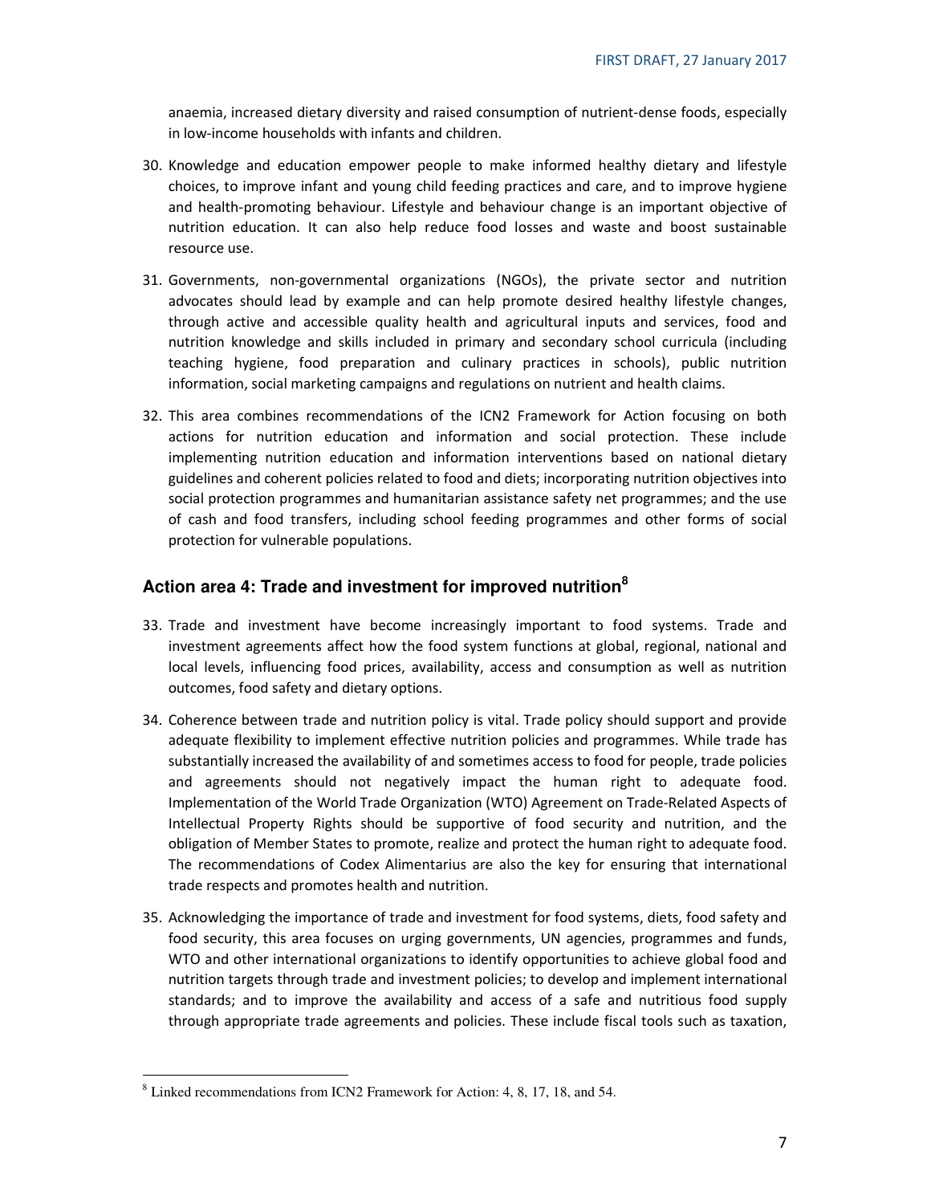anaemia, increased dietary diversity and raised consumption of nutrient-dense foods, especially in low-income households with infants and children.

30. Knowledge and education empower people to make informed healthy dietary and lifestyle choices, to improve infant and young child feeding practices and care, and to improve hygiene and health-promoting behaviour. Lifestyle and behaviour change is an important objective of nutrition education. It can also help reduce food losses and waste and boost sustainable resource use.

31. Governments, non-governmental organizations (NGOs), the private sector and nutrition advocates should lead by example and can help promote desired healthy lifestyle changes, through active and accessible quality health and agricultural inputs and services, food and nutrition knowledge and skills included in primary and secondary school curricula (including teaching hygiene, food preparation and culinary practices in schools), public nutrition information, social marketing campaigns and regulations on nutrient and health claims.

32. This area combines recommendations of the ICN2 Framework for Action focusing on both actions for nutrition education and information and social protection. These include implementing nutrition education and information interventions based on national dietary guidelines and coherent policies related to food and diets; incorporating nutrition objectives into social protection programmes and humanitarian assistance safety net programmes; and the use of cash and food transfers, including school feeding programmes and other forms of social protection for vulnerable populations.

## Action area 4: Trade and investment for improved nutrition[8]

33. Trade and investment have become increasingly important to food systems. Trade and investment agreements affect how the food system functions at global, regional, national and local levels, influencing food prices, availability, access and consumption as well as nutrition outcomes, food safety and dietary options.

34. Coherence between trade and nutrition policy is vital. Trade policy should support and provide adequate flexibility to implement effective nutrition policies and programmes. While trade has substantially increased the availability of and sometimes access to food for people, trade policies and agreements should not negatively impact the human right to adequate food. Implementation of the World Trade Organization (WTO) Agreement on Trade-Related Aspects of Intellectual Property Rights should be supportive of food security and nutrition, and the obligation of Member States to promote, realize and protect the human right to adequate food. The recommendations of Codex Alimentarius are also the key for ensuring that international trade respects and promotes health and nutrition.

35. Acknowledging the importance of trade and investment for food systems, diets, food safety and food security, this area focuses on urging governments, UN agencies, programmes and funds, WTO and other international organizations to identify opportunities to achieve global food and nutrition targets through trade and investment policies; to develop and implement international standards; and to improve the availability and access of a safe and nutritious food supply through appropriate trade agreements and policies. These include fiscal tools such as taxation,

[8] Linked recommendations from ICN2 Framework for Action: 4, 8, 17, 18, and 54.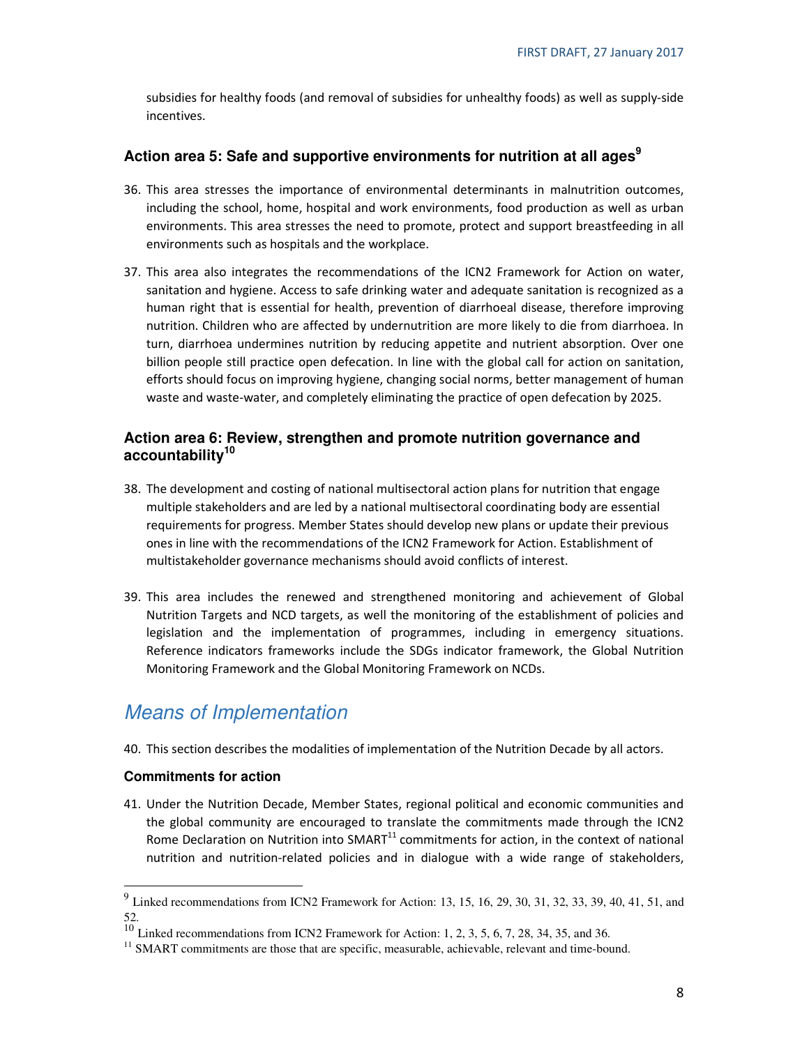subsidies for healthy foods (and removal of subsidies for unhealthy foods) as well as supply-side incentives.

### Action area 5: Safe and supportive environments for nutrition at all ages[9]

36. This area stresses the importance of environmental determinants in malnutrition outcomes, including the school, home, hospital and work environments, food production as well as urban environments. This area stresses the need to promote, protect and support breastfeeding in all environments such as hospitals and the workplace.

37. This area also integrates the recommendations of the ICN2 Framework for Action on water, sanitation and hygiene. Access to safe drinking water and adequate sanitation is recognized as a human right that is essential for health, prevention of diarrhoeal disease, therefore improving nutrition. Children who are affected by undernutrition are more likely to die from diarrhoea. In turn, diarrhoea undermines nutrition by reducing appetite and nutrient absorption. Over one billion people still practice open defecation. In line with the global call for action on sanitation, efforts should focus on improving hygiene, changing social norms, better management of human waste and waste-water, and completely eliminating the practice of open defecation by 2025.

### Action area 6: Review, strengthen and promote nutrition governance and accountability[10]

38. The development and costing of national multisectoral action plans for nutrition that engage multiple stakeholders and are led by a national multisectoral coordinating body are essential requirements for progress. Member States should develop new plans or update their previous ones in line with the recommendations of the ICN2 Framework for Action. Establishment of multistakeholder governance mechanisms should avoid conflicts of interest.

39. This area includes the renewed and strengthened monitoring and achievement of Global Nutrition Targets and NCD targets, as well the monitoring of the establishment of policies and legislation and the implementation of programmes, including in emergency situations. Reference indicators frameworks include the SDGs indicator framework, the Global Nutrition Monitoring Framework and the Global Monitoring Framework on NCDs.

## *Means of Implementation*

40. This section describes the modalities of implementation of the Nutrition Decade by all actors.

### Commitments for action

41. Under the Nutrition Decade, Member States, regional political and economic communities and the global community are encouraged to translate the commitments made through the ICN2 Rome Declaration on Nutrition into SMART[11] commitments for action, in the context of national nutrition and nutrition-related policies and in dialogue with a wide range of stakeholders,

---

[9] Linked recommendations from ICN2 Framework for Action: 13, 15, 16, 29, 30, 31, 32, 33, 39, 40, 41, 51, and 52.

[10] Linked recommendations from ICN2 Framework for Action: 1, 2, 3, 5, 6, 7, 28, 34, 35, and 36.

[11] SMART commitments are those that are specific, measurable, achievable, relevant and time-bound.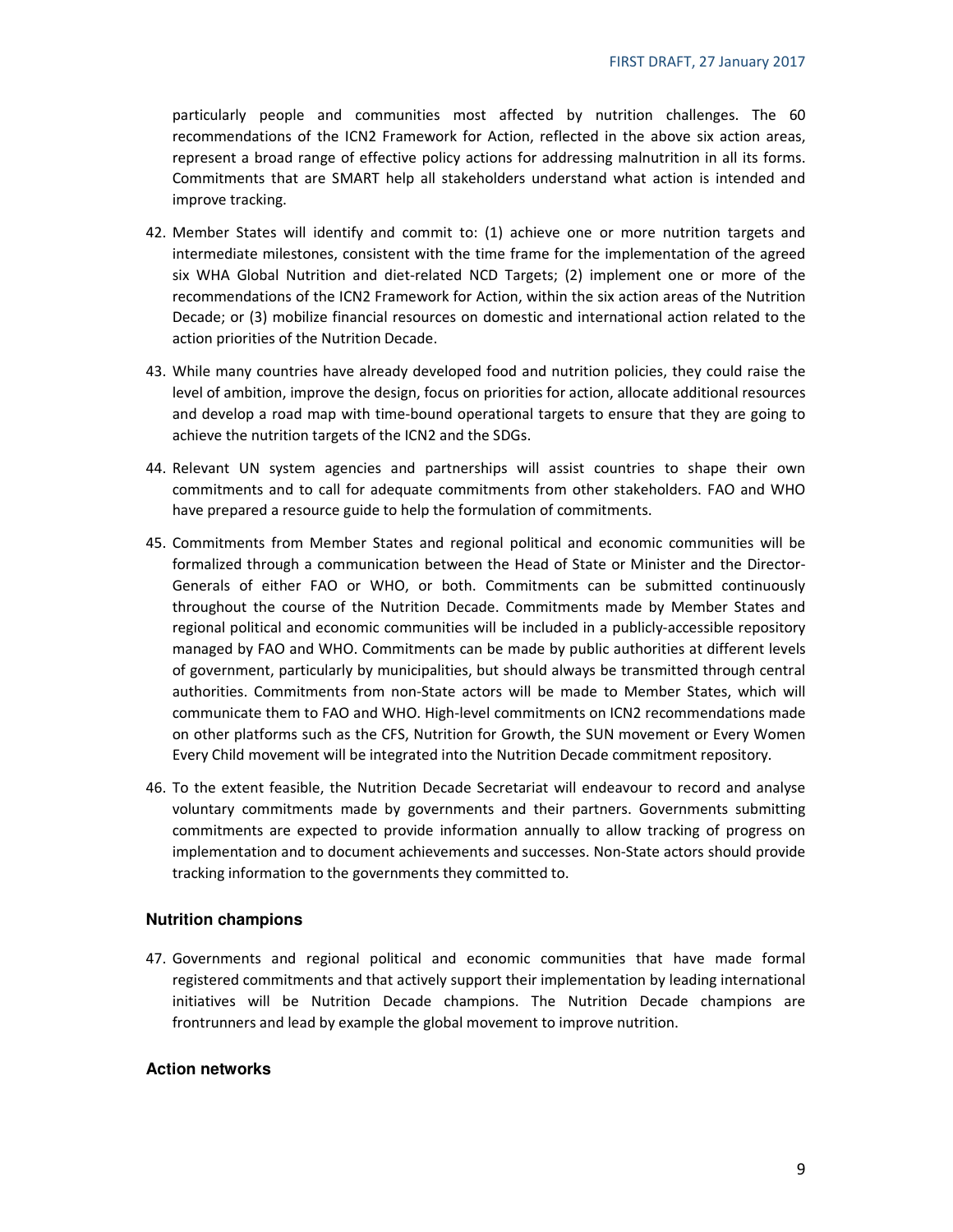particularly people and communities most affected by nutrition challenges. The 60 recommendations of the ICN2 Framework for Action, reflected in the above six action areas, represent a broad range of effective policy actions for addressing malnutrition in all its forms. Commitments that are SMART help all stakeholders understand what action is intended and improve tracking.

42. Member States will identify and commit to: (1) achieve one or more nutrition targets and intermediate milestones, consistent with the time frame for the implementation of the agreed six WHA Global Nutrition and diet-related NCD Targets; (2) implement one or more of the recommendations of the ICN2 Framework for Action, within the six action areas of the Nutrition Decade; or (3) mobilize financial resources on domestic and international action related to the action priorities of the Nutrition Decade.

43. While many countries have already developed food and nutrition policies, they could raise the level of ambition, improve the design, focus on priorities for action, allocate additional resources and develop a road map with time-bound operational targets to ensure that they are going to achieve the nutrition targets of the ICN2 and the SDGs.

44. Relevant UN system agencies and partnerships will assist countries to shape their own commitments and to call for adequate commitments from other stakeholders. FAO and WHO have prepared a resource guide to help the formulation of commitments.

45. Commitments from Member States and regional political and economic communities will be formalized through a communication between the Head of State or Minister and the Director-Generals of either FAO or WHO, or both. Commitments can be submitted continuously throughout the course of the Nutrition Decade. Commitments made by Member States and regional political and economic communities will be included in a publicly-accessible repository managed by FAO and WHO. Commitments can be made by public authorities at different levels of government, particularly by municipalities, but should always be transmitted through central authorities. Commitments from non-State actors will be made to Member States, which will communicate them to FAO and WHO. High-level commitments on ICN2 recommendations made on other platforms such as the CFS, Nutrition for Growth, the SUN movement or Every Women Every Child movement will be integrated into the Nutrition Decade commitment repository.

46. To the extent feasible, the Nutrition Decade Secretariat will endeavour to record and analyse voluntary commitments made by governments and their partners. Governments submitting commitments are expected to provide information annually to allow tracking of progress on implementation and to document achievements and successes. Non-State actors should provide tracking information to the governments they committed to.

### Nutrition champions

47. Governments and regional political and economic communities that have made formal registered commitments and that actively support their implementation by leading international initiatives will be Nutrition Decade champions. The Nutrition Decade champions are frontrunners and lead by example the global movement to improve nutrition.

### Action networks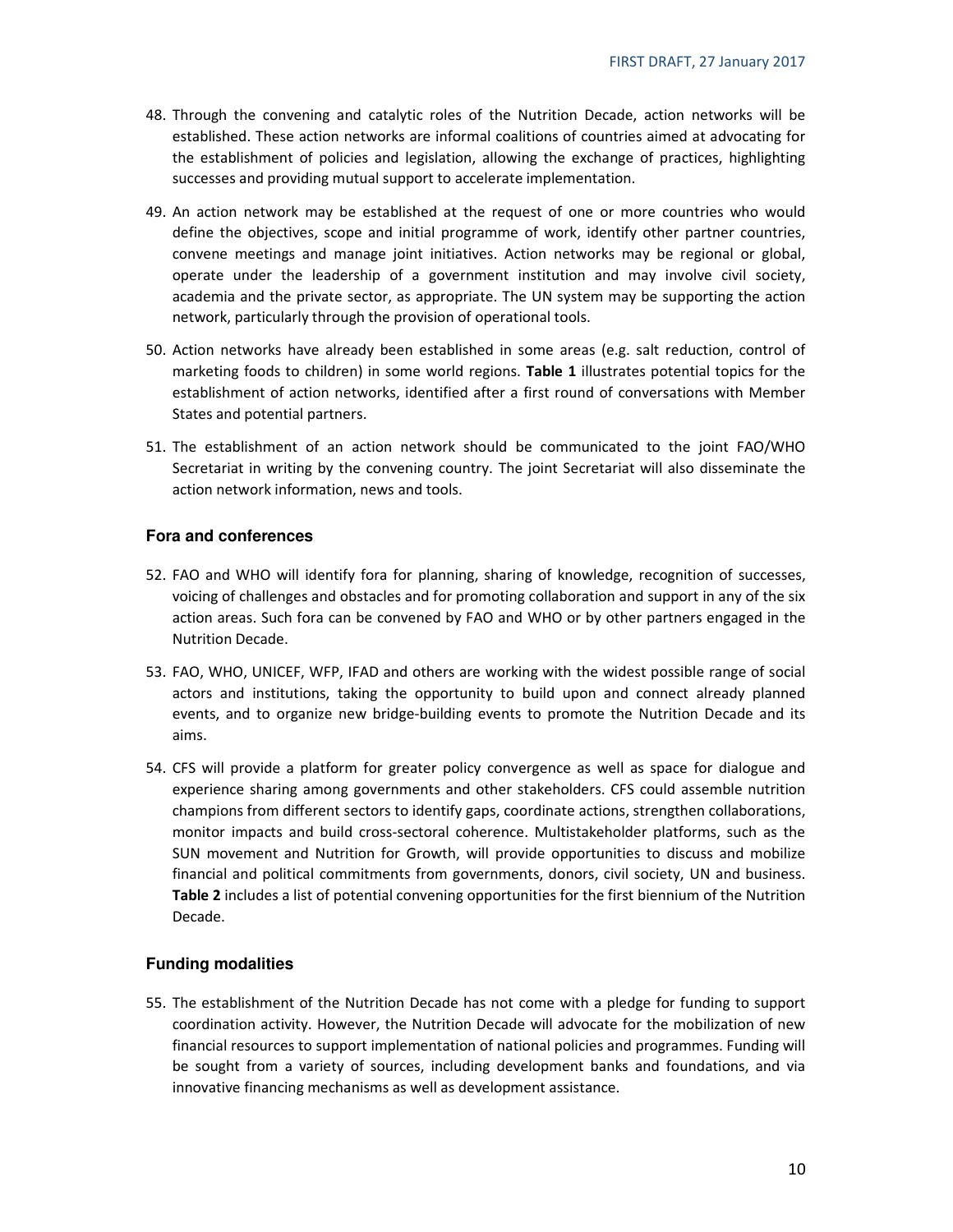48. Through the convening and catalytic roles of the Nutrition Decade, action networks will be established. These action networks are informal coalitions of countries aimed at advocating for the establishment of policies and legislation, allowing the exchange of practices, highlighting successes and providing mutual support to accelerate implementation.

49. An action network may be established at the request of one or more countries who would define the objectives, scope and initial programme of work, identify other partner countries, convene meetings and manage joint initiatives. Action networks may be regional or global, operate under the leadership of a government institution and may involve civil society, academia and the private sector, as appropriate. The UN system may be supporting the action network, particularly through the provision of operational tools.

50. Action networks have already been established in some areas (e.g. salt reduction, control of marketing foods to children) in some world regions. **Table 1** illustrates potential topics for the establishment of action networks, identified after a first round of conversations with Member States and potential partners.

51. The establishment of an action network should be communicated to the joint FAO/WHO Secretariat in writing by the convening country. The joint Secretariat will also disseminate the action network information, news and tools.

### Fora and conferences

52. FAO and WHO will identify fora for planning, sharing of knowledge, recognition of successes, voicing of challenges and obstacles and for promoting collaboration and support in any of the six action areas. Such fora can be convened by FAO and WHO or by other partners engaged in the Nutrition Decade.

53. FAO, WHO, UNICEF, WFP, IFAD and others are working with the widest possible range of social actors and institutions, taking the opportunity to build upon and connect already planned events, and to organize new bridge-building events to promote the Nutrition Decade and its aims.

54. CFS will provide a platform for greater policy convergence as well as space for dialogue and experience sharing among governments and other stakeholders. CFS could assemble nutrition champions from different sectors to identify gaps, coordinate actions, strengthen collaborations, monitor impacts and build cross-sectoral coherence. Multistakeholder platforms, such as the SUN movement and Nutrition for Growth, will provide opportunities to discuss and mobilize financial and political commitments from governments, donors, civil society, UN and business. **Table 2** includes a list of potential convening opportunities for the first biennium of the Nutrition Decade.

### Funding modalities

55. The establishment of the Nutrition Decade has not come with a pledge for funding to support coordination activity. However, the Nutrition Decade will advocate for the mobilization of new financial resources to support implementation of national policies and programmes. Funding will be sought from a variety of sources, including development banks and foundations, and via innovative financing mechanisms as well as development assistance.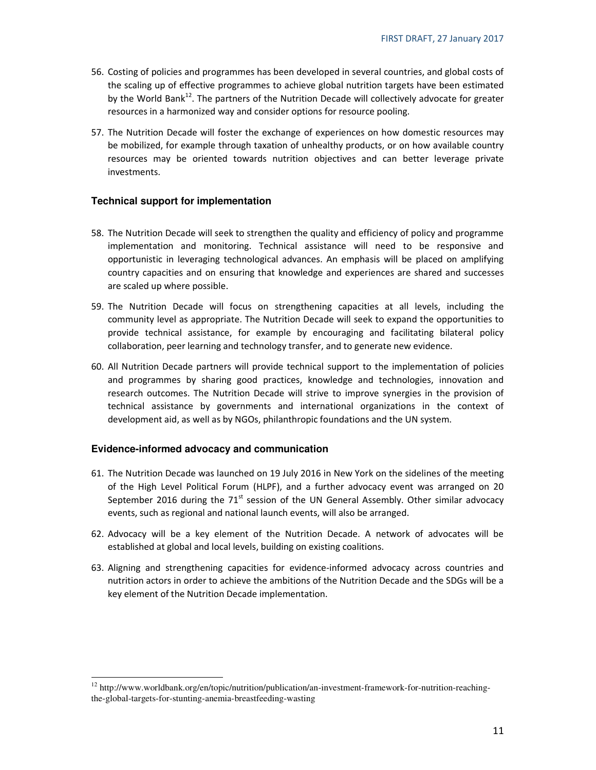56. Costing of policies and programmes has been developed in several countries, and global costs of the scaling up of effective programmes to achieve global nutrition targets have been estimated by the World Bank[12]. The partners of the Nutrition Decade will collectively advocate for greater resources in a harmonized way and consider options for resource pooling.

57. The Nutrition Decade will foster the exchange of experiences on how domestic resources may be mobilized, for example through taxation of unhealthy products, or on how available country resources may be oriented towards nutrition objectives and can better leverage private investments.

### Technical support for implementation

58. The Nutrition Decade will seek to strengthen the quality and efficiency of policy and programme implementation and monitoring. Technical assistance will need to be responsive and opportunistic in leveraging technological advances. An emphasis will be placed on amplifying country capacities and on ensuring that knowledge and experiences are shared and successes are scaled up where possible.

59. The Nutrition Decade will focus on strengthening capacities at all levels, including the community level as appropriate. The Nutrition Decade will seek to expand the opportunities to provide technical assistance, for example by encouraging and facilitating bilateral policy collaboration, peer learning and technology transfer, and to generate new evidence.

60. All Nutrition Decade partners will provide technical support to the implementation of policies and programmes by sharing good practices, knowledge and technologies, innovation and research outcomes. The Nutrition Decade will strive to improve synergies in the provision of technical assistance by governments and international organizations in the context of development aid, as well as by NGOs, philanthropic foundations and the UN system.

### Evidence-informed advocacy and communication

61. The Nutrition Decade was launched on 19 July 2016 in New York on the sidelines of the meeting of the High Level Political Forum (HLPF), and a further advocacy event was arranged on 20 September 2016 during the 71st session of the UN General Assembly. Other similar advocacy events, such as regional and national launch events, will also be arranged.

62. Advocacy will be a key element of the Nutrition Decade. A network of advocates will be established at global and local levels, building on existing coalitions.

63. Aligning and strengthening capacities for evidence-informed advocacy across countries and nutrition actors in order to achieve the ambitions of the Nutrition Decade and the SDGs will be a key element of the Nutrition Decade implementation.

---

[12] http://www.worldbank.org/en/topic/nutrition/publication/an-investment-framework-for-nutrition-reaching-the-global-targets-for-stunting-anemia-breastfeeding-wasting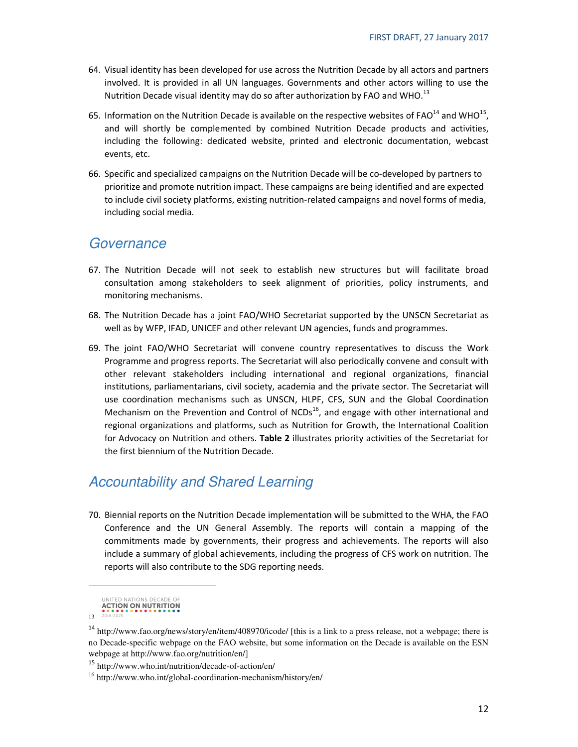64. Visual identity has been developed for use across the Nutrition Decade by all actors and partners involved. It is provided in all UN languages. Governments and other actors willing to use the Nutrition Decade visual identity may do so after authorization by FAO and WHO.[13]

65. Information on the Nutrition Decade is available on the respective websites of FAO[14] and WHO[15], and will shortly be complemented by combined Nutrition Decade products and activities, including the following: dedicated website, printed and electronic documentation, webcast events, etc.

66. Specific and specialized campaigns on the Nutrition Decade will be co-developed by partners to prioritize and promote nutrition impact. These campaigns are being identified and are expected to include civil society platforms, existing nutrition-related campaigns and novel forms of media, including social media.

## Governance

67. The Nutrition Decade will not seek to establish new structures but will facilitate broad consultation among stakeholders to seek alignment of priorities, policy instruments, and monitoring mechanisms.

68. The Nutrition Decade has a joint FAO/WHO Secretariat supported by the UNSCN Secretariat as well as by WFP, IFAD, UNICEF and other relevant UN agencies, funds and programmes.

69. The joint FAO/WHO Secretariat will convene country representatives to discuss the Work Programme and progress reports. The Secretariat will also periodically convene and consult with other relevant stakeholders including international and regional organizations, financial institutions, parliamentarians, civil society, academia and the private sector. The Secretariat will use coordination mechanisms such as UNSCN, HLPF, CFS, SUN and the Global Coordination Mechanism on the Prevention and Control of NCDs[16], and engage with other international and regional organizations and platforms, such as Nutrition for Growth, the International Coalition for Advocacy on Nutrition and others. **Table 2** illustrates priority activities of the Secretariat for the first biennium of the Nutrition Decade.

## Accountability and Shared Learning

70. Biennial reports on the Nutrition Decade implementation will be submitted to the WHA, the FAO Conference and the UN General Assembly. The reports will contain a mapping of the commitments made by governments, their progress and achievements. The reports will also include a summary of global achievements, including the progress of CFS work on nutrition. The reports will also contribute to the SDG reporting needs.

---

[13] UNITED NATIONS DECADE OF ACTION ON NUTRITION 2016-2025

[14] http://www.fao.org/news/story/en/item/408970/icode/ [this is a link to a press release, not a webpage; there is no Decade-specific webpage on the FAO website, but some information on the Decade is available on the ESN webpage at http://www.fao.org/nutrition/en/]

[15] http://www.who.int/nutrition/decade-of-action/en/

[16] http://www.who.int/global-coordination-mechanism/history/en/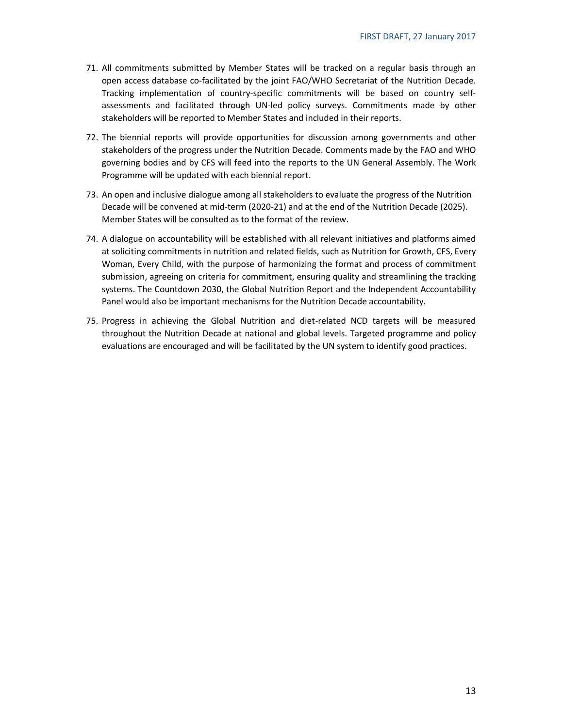71. All commitments submitted by Member States will be tracked on a regular basis through an open access database co-facilitated by the joint FAO/WHO Secretariat of the Nutrition Decade. Tracking implementation of country-specific commitments will be based on country self-assessments and facilitated through UN-led policy surveys. Commitments made by other stakeholders will be reported to Member States and included in their reports.

72. The biennial reports will provide opportunities for discussion among governments and other stakeholders of the progress under the Nutrition Decade. Comments made by the FAO and WHO governing bodies and by CFS will feed into the reports to the UN General Assembly. The Work Programme will be updated with each biennial report.

73. An open and inclusive dialogue among all stakeholders to evaluate the progress of the Nutrition Decade will be convened at mid-term (2020-21) and at the end of the Nutrition Decade (2025). Member States will be consulted as to the format of the review.

74. A dialogue on accountability will be established with all relevant initiatives and platforms aimed at soliciting commitments in nutrition and related fields, such as Nutrition for Growth, CFS, Every Woman, Every Child, with the purpose of harmonizing the format and process of commitment submission, agreeing on criteria for commitment, ensuring quality and streamlining the tracking systems. The Countdown 2030, the Global Nutrition Report and the Independent Accountability Panel would also be important mechanisms for the Nutrition Decade accountability.

75. Progress in achieving the Global Nutrition and diet-related NCD targets will be measured throughout the Nutrition Decade at national and global levels. Targeted programme and policy evaluations are encouraged and will be facilitated by the UN system to identify good practices.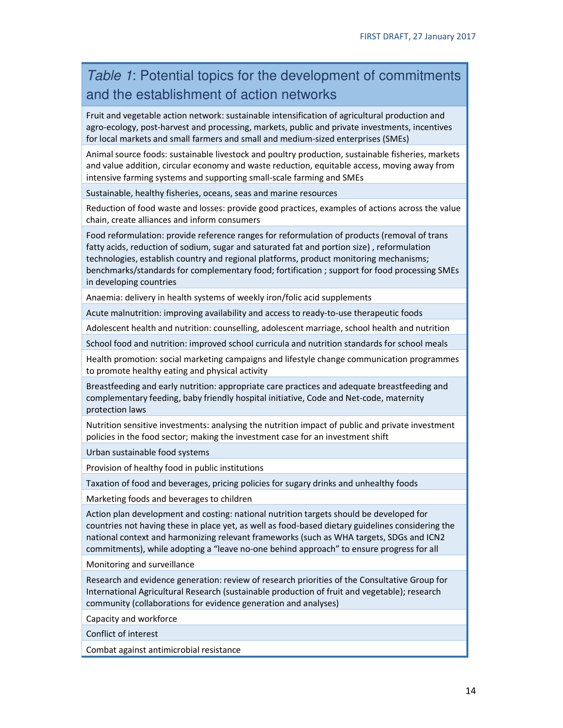| *Table 1*: Potential topics for the development of commitments and the establishment of action networks |
| --- |
| Fruit and vegetable action network: sustainable intensification of agricultural production and agro-ecology, post-harvest and processing, markets, public and private investments, incentives for local markets and small farmers and small and medium-sized enterprises (SMEs) |
| Animal source foods: sustainable livestock and poultry production, sustainable fisheries, markets and value addition, circular economy and waste reduction, equitable access, moving away from intensive farming systems and supporting small-scale farming and SMEs |
| Sustainable, healthy fisheries, oceans, seas and marine resources |
| Reduction of food waste and losses: provide good practices, examples of actions across the value chain, create alliances and inform consumers |
| Food reformulation: provide reference ranges for reformulation of products (removal of trans fatty acids, reduction of sodium, sugar and saturated fat and portion size) , reformulation technologies, establish country and regional platforms, product monitoring mechanisms; benchmarks/standards for complementary food; fortification ; support for food processing SMEs in developing countries |
| Anaemia: delivery in health systems of weekly iron/folic acid supplements |
| Acute malnutrition: improving availability and access to ready-to-use therapeutic foods |
| Adolescent health and nutrition: counselling, adolescent marriage, school health and nutrition |
| School food and nutrition: improved school curricula and nutrition standards for school meals |
| Health promotion: social marketing campaigns and lifestyle change communication programmes to promote healthy eating and physical activity |
| Breastfeeding and early nutrition: appropriate care practices and adequate breastfeeding and complementary feeding, baby friendly hospital initiative, Code and Net-code, maternity protection laws |
| Nutrition sensitive investments: analysing the nutrition impact of public and private investment policies in the food sector; making the investment case for an investment shift |
| Urban sustainable food systems |
| Provision of healthy food in public institutions |
| Taxation of food and beverages, pricing policies for sugary drinks and unhealthy foods |
| Marketing foods and beverages to children |
| Action plan development and costing: national nutrition targets should be developed for countries not having these in place yet, as well as food-based dietary guidelines considering the national context and harmonizing relevant frameworks (such as WHA targets, SDGs and ICN2 commitments), while adopting a "leave no-one behind approach" to ensure progress for all |
| Monitoring and surveillance |
| Research and evidence generation: review of research priorities of the Consultative Group for International Agricultural Research (sustainable production of fruit and vegetable); research community (collaborations for evidence generation and analyses) |
| Capacity and workforce |
| Conflict of interest |
| Combat against antimicrobial resistance |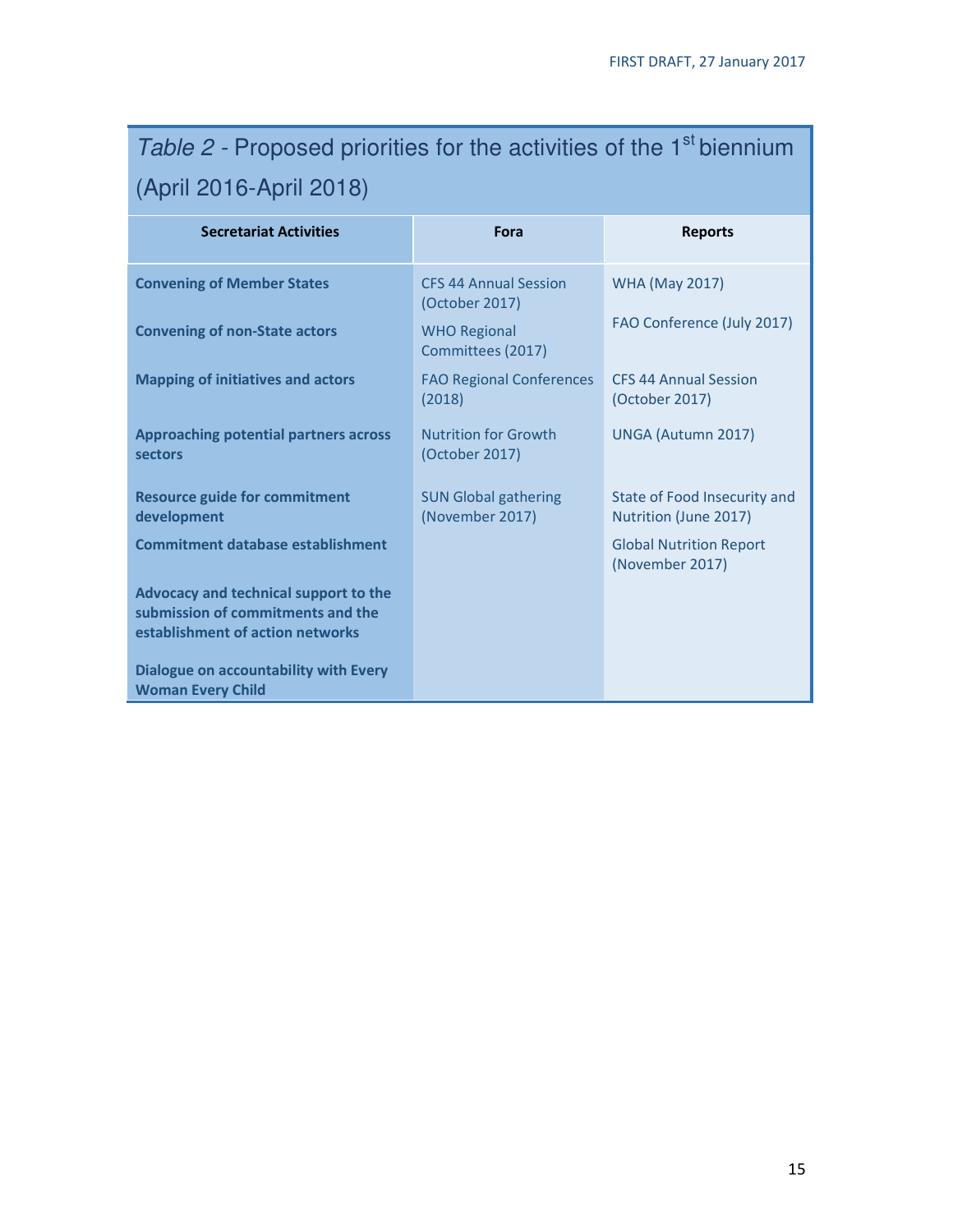*Table 2* - Proposed priorities for the activities of the 1st biennium (April 2016-April 2018)

| Secretariat Activities | Fora | Reports |
|---|---|---|
| **Convening of Member States** | CFS 44 Annual Session (October 2017) | WHA (May 2017) |
| **Convening of non-State actors** | WHO Regional Committees (2017) | FAO Conference (July 2017) |
| **Mapping of initiatives and actors** | FAO Regional Conferences (2018) | CFS 44 Annual Session (October 2017) |
| **Approaching potential partners across sectors** | Nutrition for Growth (October 2017) | UNGA (Autumn 2017) |
| **Resource guide for commitment development** | SUN Global gathering (November 2017) | State of Food Insecurity and Nutrition (June 2017) |
| **Commitment database establishment** | | Global Nutrition Report (November 2017) |
| **Advocacy and technical support to the submission of commitments and the establishment of action networks** | | |
| **Dialogue on accountability with Every Woman Every Child** | | |